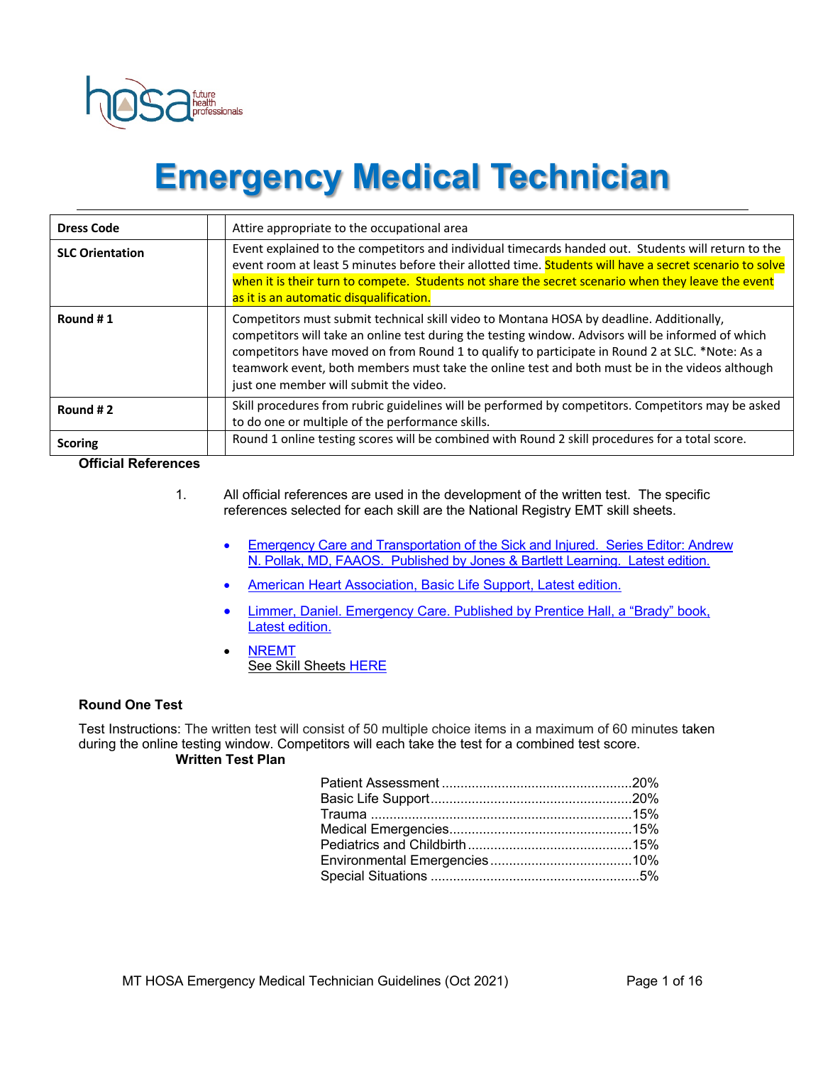# Emergency Medical Technician

| | |
|---|---|
| **Dress Code** | Attire appropriate to the occupational area |
| **SLC Orientation** | Event explained to the competitors and individual timecards handed out. Students will return to the event room at least 5 minutes before their allotted time. Students will have a secret scenario to solve when it is their turn to compete. Students not share the secret scenario when they leave the event as it is an automatic disqualification. |
| **Round # 1** | Competitors must submit technical skill video to Montana HOSA by deadline. Additionally, competitors will take an online test during the testing window. Advisors will be informed of which competitors have moved on from Round 1 to qualify to participate in Round 2 at SLC. *Note: As a teamwork event, both members must take the online test and both must be in the videos although just one member will submit the video. |
| **Round # 2** | Skill procedures from rubric guidelines will be performed by competitors. Competitors may be asked to do one or multiple of the performance skills. |
| **Scoring** | Round 1 online testing scores will be combined with Round 2 skill procedures for a total score. |

**Official References**

1. All official references are used in the development of the written test. The specific references selected for each skill are the National Registry EMT skill sheets.

   - Emergency Care and Transportation of the Sick and Injured. Series Editor: Andrew N. Pollak, MD, FAAOS. Published by Jones & Bartlett Learning. Latest edition.
   - American Heart Association, Basic Life Support, Latest edition.
   - Limmer, Daniel. Emergency Care. Published by Prentice Hall, a "Brady" book, Latest edition.
   - NREMT
     See Skill Sheets HERE

**Round One Test**

Test Instructions: The written test will consist of 50 multiple choice items in a maximum of 60 minutes taken during the online testing window. Competitors will each take the test for a combined test score.

**Written Test Plan**

| | |
|---|---|
| Patient Assessment | 20% |
| Basic Life Support | 20% |
| Trauma | 15% |
| Medical Emergencies | 15% |
| Pediatrics and Childbirth | 15% |
| Environmental Emergencies | 10% |
| Special Situations | 5% |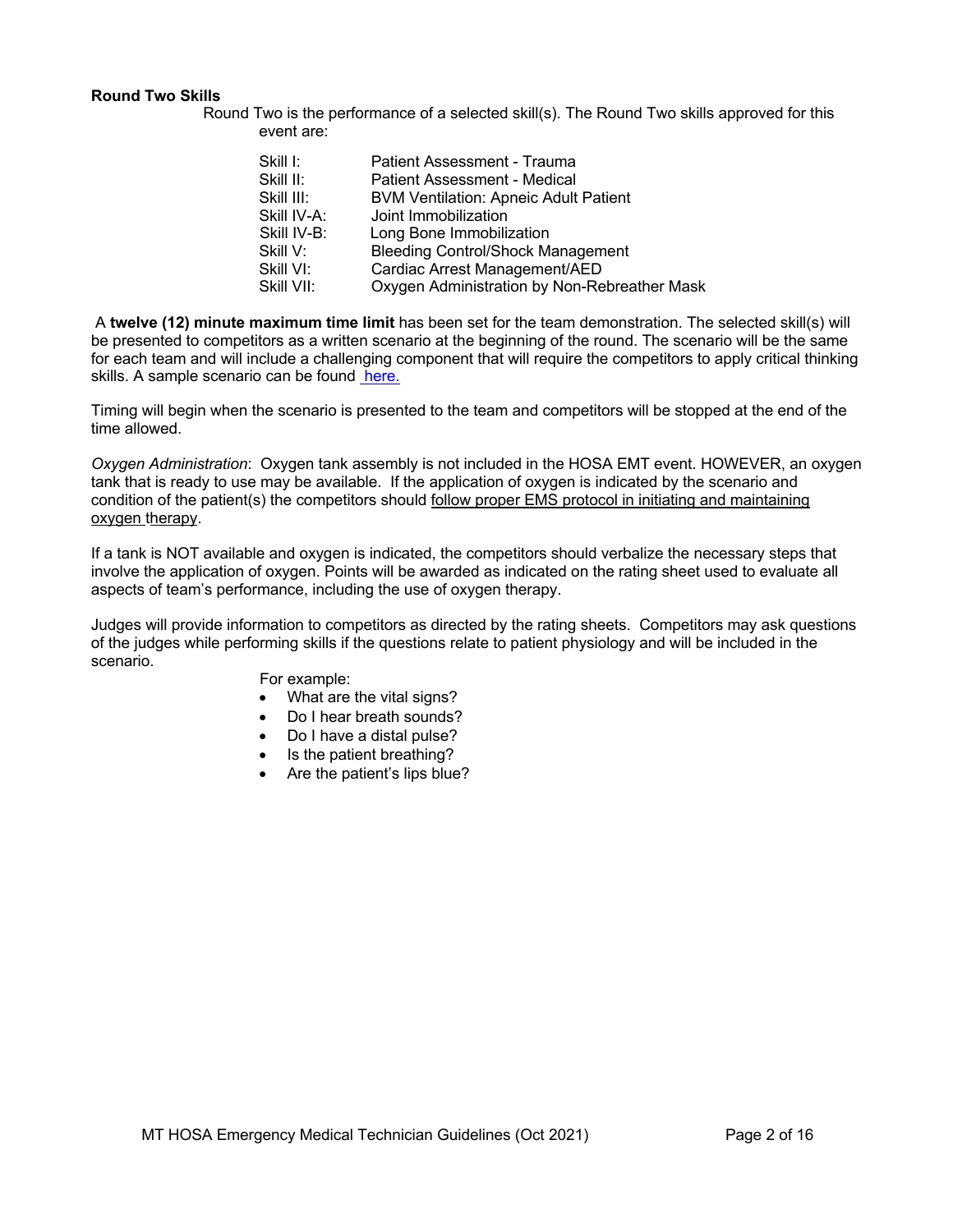**Round Two Skills**

Round Two is the performance of a selected skill(s). The Round Two skills approved for this event are:

| | |
|---|---|
| Skill I: | Patient Assessment - Trauma |
| Skill II: | Patient Assessment - Medical |
| Skill III: | BVM Ventilation: Apneic Adult Patient |
| Skill IV-A: | Joint Immobilization |
| Skill IV-B: | Long Bone Immobilization |
| Skill V: | Bleeding Control/Shock Management |
| Skill VI: | Cardiac Arrest Management/AED |
| Skill VII: | Oxygen Administration by Non-Rebreather Mask |

A **twelve (12) minute maximum time limit** has been set for the team demonstration. The selected skill(s) will be presented to competitors as a written scenario at the beginning of the round. The scenario will be the same for each team and will include a challenging component that will require the competitors to apply critical thinking skills. A sample scenario can be found here.

Timing will begin when the scenario is presented to the team and competitors will be stopped at the end of the time allowed.

*Oxygen Administration*: Oxygen tank assembly is not included in the HOSA EMT event. HOWEVER, an oxygen tank that is ready to use may be available. If the application of oxygen is indicated by the scenario and condition of the patient(s) the competitors should follow proper EMS protocol in initiating and maintaining oxygen therapy.

If a tank is NOT available and oxygen is indicated, the competitors should verbalize the necessary steps that involve the application of oxygen. Points will be awarded as indicated on the rating sheet used to evaluate all aspects of team's performance, including the use of oxygen therapy.

Judges will provide information to competitors as directed by the rating sheets. Competitors may ask questions of the judges while performing skills if the questions relate to patient physiology and will be included in the scenario.

For example:

- What are the vital signs?
- Do I hear breath sounds?
- Do I have a distal pulse?
- Is the patient breathing?
- Are the patient's lips blue?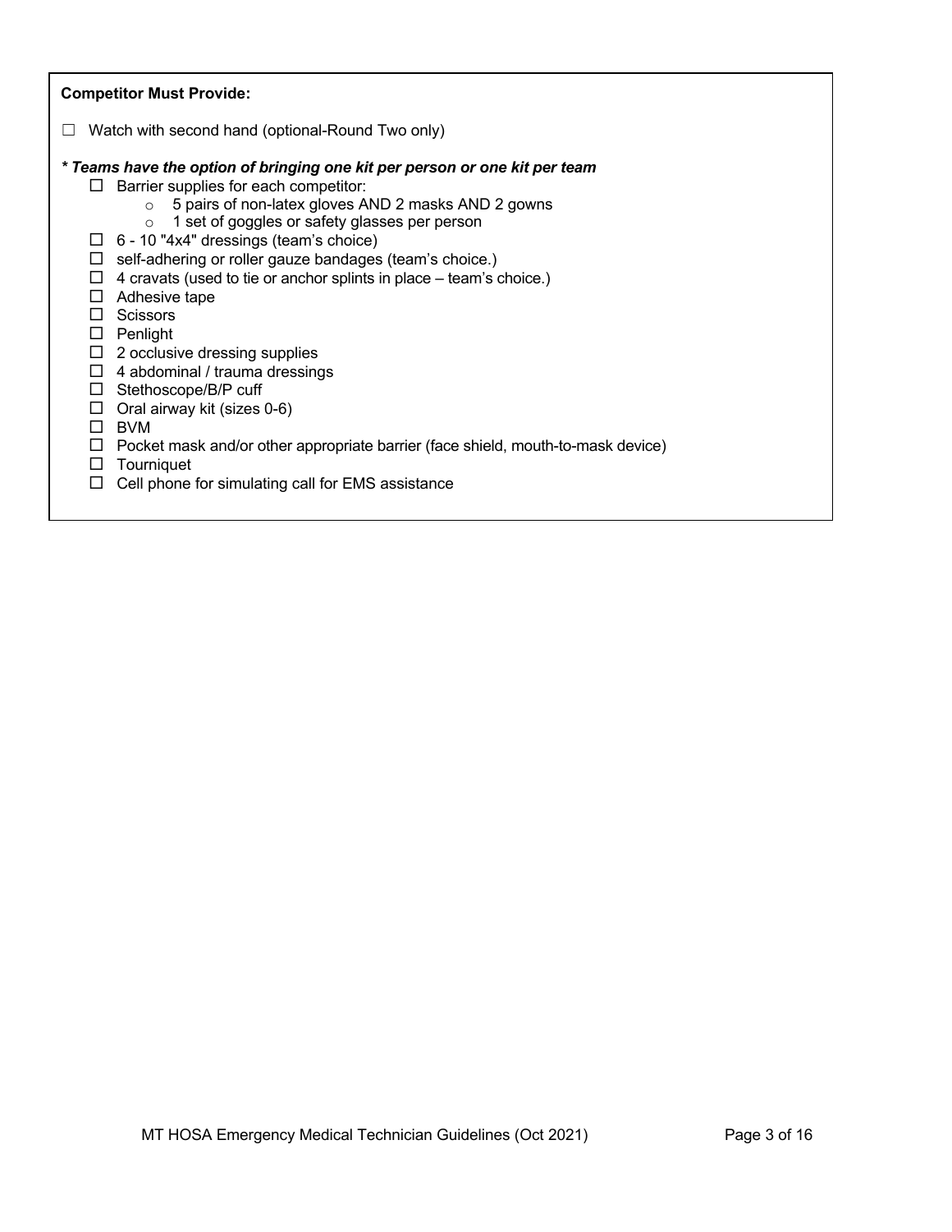**Competitor Must Provide:**

☐ Watch with second hand (optional-Round Two only)

***\* Teams have the option of bringing one kit per person or one kit per team***

- ☐ Barrier supplies for each competitor:
  - 5 pairs of non-latex gloves AND 2 masks AND 2 gowns
  - 1 set of goggles or safety glasses per person
- ☐ 6 - 10 "4x4" dressings (team's choice)
- ☐ self-adhering or roller gauze bandages (team's choice.)
- ☐ 4 cravats (used to tie or anchor splints in place – team's choice.)
- ☐ Adhesive tape
- ☐ Scissors
- ☐ Penlight
- ☐ 2 occlusive dressing supplies
- ☐ 4 abdominal / trauma dressings
- ☐ Stethoscope/B/P cuff
- ☐ Oral airway kit (sizes 0-6)
- ☐ BVM
- ☐ Pocket mask and/or other appropriate barrier (face shield, mouth-to-mask device)
- ☐ Tourniquet
- ☐ Cell phone for simulating call for EMS assistance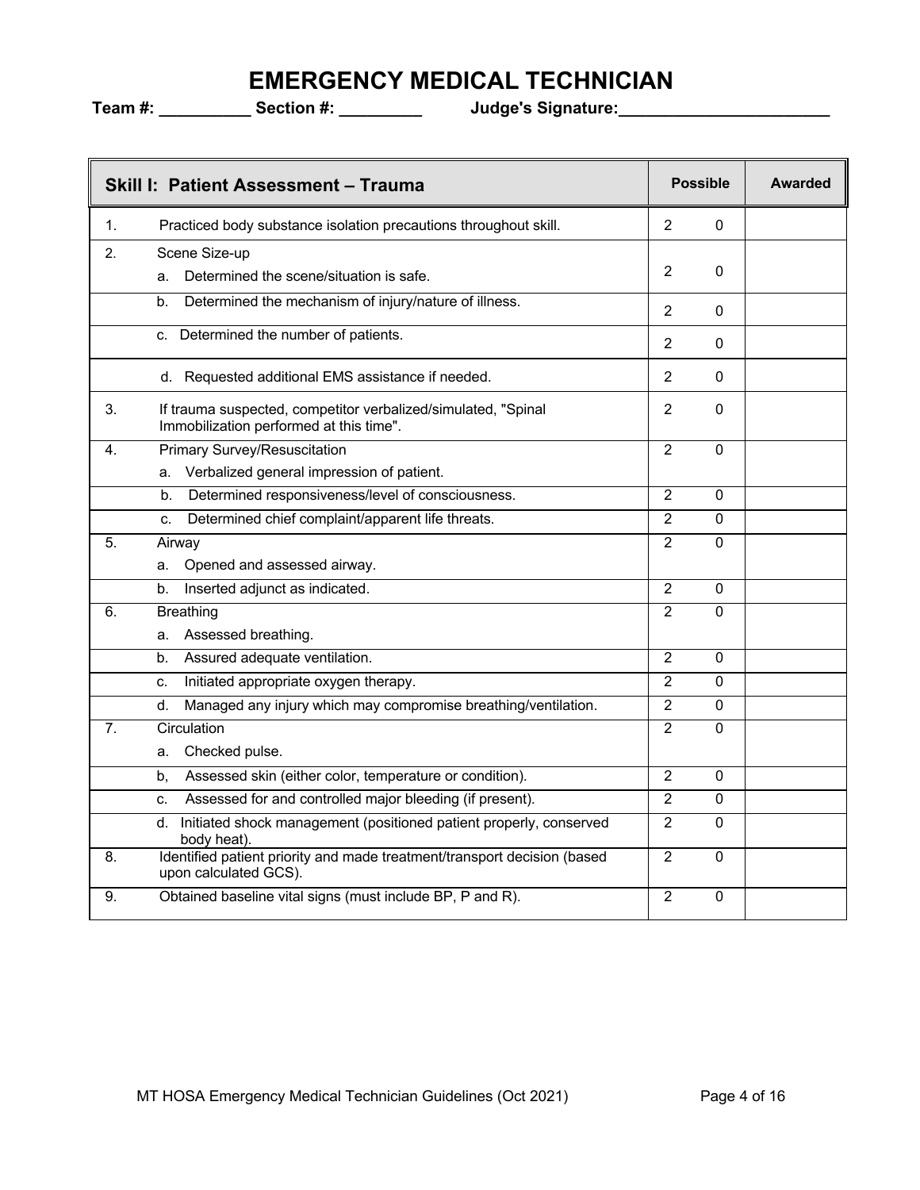# EMERGENCY MEDICAL TECHNICIAN

**Team #: __________ Section #: _________ Judge's Signature:_______________________**

| Skill I: Patient Assessment – Trauma | Possible | | Awarded |
|---|---|---|---|
| 1. Practiced body substance isolation precautions throughout skill. | 2 | 0 | |
| 2. Scene Size-up<br>a. Determined the scene/situation is safe. | 2 | 0 | |
| b. Determined the mechanism of injury/nature of illness. | 2 | 0 | |
| c. Determined the number of patients. | 2 | 0 | |
| d. Requested additional EMS assistance if needed. | 2 | 0 | |
| 3. If trauma suspected, competitor verbalized/simulated, "Spinal Immobilization performed at this time". | 2 | 0 | |
| 4. Primary Survey/Resuscitation<br>a. Verbalized general impression of patient. | 2 | 0 | |
| b. Determined responsiveness/level of consciousness. | 2 | 0 | |
| c. Determined chief complaint/apparent life threats. | 2 | 0 | |
| 5. Airway<br>a. Opened and assessed airway. | 2 | 0 | |
| b. Inserted adjunct as indicated. | 2 | 0 | |
| 6. Breathing<br>a. Assessed breathing. | 2 | 0 | |
| b. Assured adequate ventilation. | 2 | 0 | |
| c. Initiated appropriate oxygen therapy. | 2 | 0 | |
| d. Managed any injury which may compromise breathing/ventilation. | 2 | 0 | |
| 7. Circulation<br>a. Checked pulse. | 2 | 0 | |
| b, Assessed skin (either color, temperature or condition). | 2 | 0 | |
| c. Assessed for and controlled major bleeding (if present). | 2 | 0 | |
| d. Initiated shock management (positioned patient properly, conserved body heat). | 2 | 0 | |
| 8. Identified patient priority and made treatment/transport decision (based upon calculated GCS). | 2 | 0 | |
| 9. Obtained baseline vital signs (must include BP, P and R). | 2 | 0 | |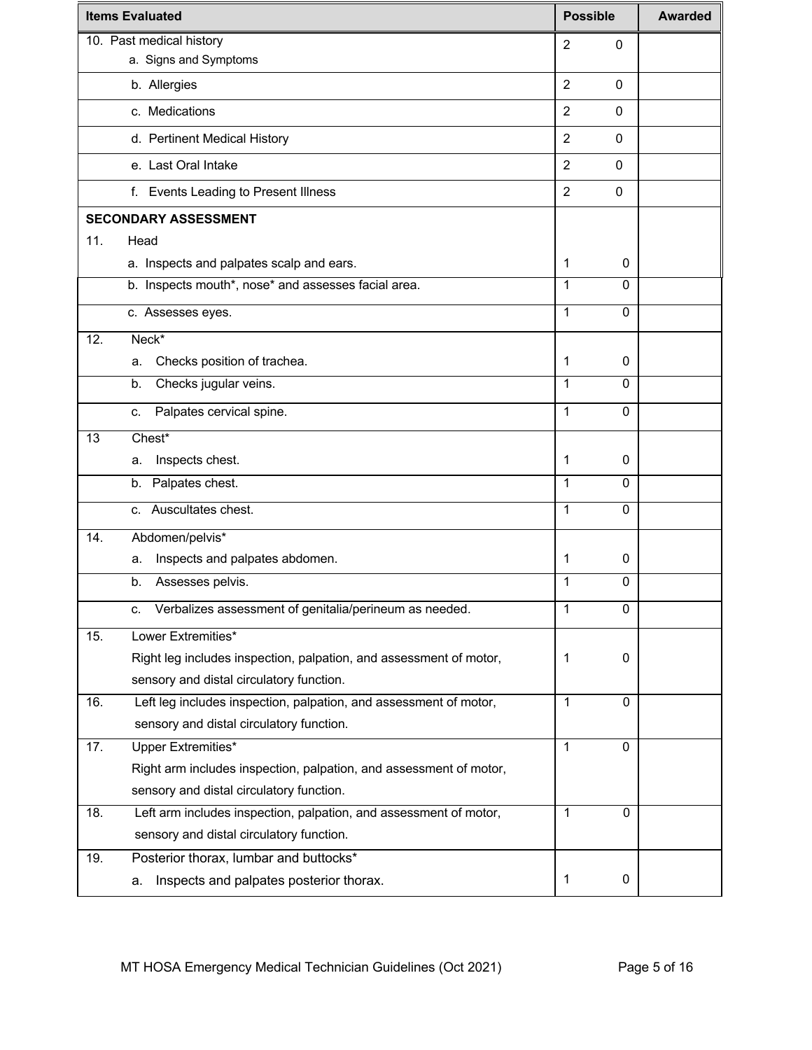| Items Evaluated | Possible | | Awarded |
|---|---|---|---|
| 10. Past medical history<br>a. Signs and Symptoms | 2 | 0 | |
| b. Allergies | 2 | 0 | |
| c. Medications | 2 | 0 | |
| d. Pertinent Medical History | 2 | 0 | |
| e. Last Oral Intake | 2 | 0 | |
| f. Events Leading to Present Illness | 2 | 0 | |
| **SECONDARY ASSESSMENT** | | | |
| 11. Head | | | |
| a. Inspects and palpates scalp and ears. | 1 | 0 | |
| b. Inspects mouth*, nose* and assesses facial area. | 1 | 0 | |
| c. Assesses eyes. | 1 | 0 | |
| 12. Neck* | | | |
| a. Checks position of trachea. | 1 | 0 | |
| b. Checks jugular veins. | 1 | 0 | |
| c. Palpates cervical spine. | 1 | 0 | |
| 13 Chest* | | | |
| a. Inspects chest. | 1 | 0 | |
| b. Palpates chest. | 1 | 0 | |
| c. Auscultates chest. | 1 | 0 | |
| 14. Abdomen/pelvis* | | | |
| a. Inspects and palpates abdomen. | 1 | 0 | |
| b. Assesses pelvis. | 1 | 0 | |
| c. Verbalizes assessment of genitalia/perineum as needed. | 1 | 0 | |
| 15. Lower Extremities*<br>Right leg includes inspection, palpation, and assessment of motor, sensory and distal circulatory function. | 1 | 0 | |
| 16. Left leg includes inspection, palpation, and assessment of motor, sensory and distal circulatory function. | 1 | 0 | |
| 17. Upper Extremities*<br>Right arm includes inspection, palpation, and assessment of motor, sensory and distal circulatory function. | 1 | 0 | |
| 18. Left arm includes inspection, palpation, and assessment of motor, sensory and distal circulatory function. | 1 | 0 | |
| 19. Posterior thorax, lumbar and buttocks* | | | |
| a. Inspects and palpates posterior thorax. | 1 | 0 | |

MT HOSA Emergency Medical Technician Guidelines (Oct 2021)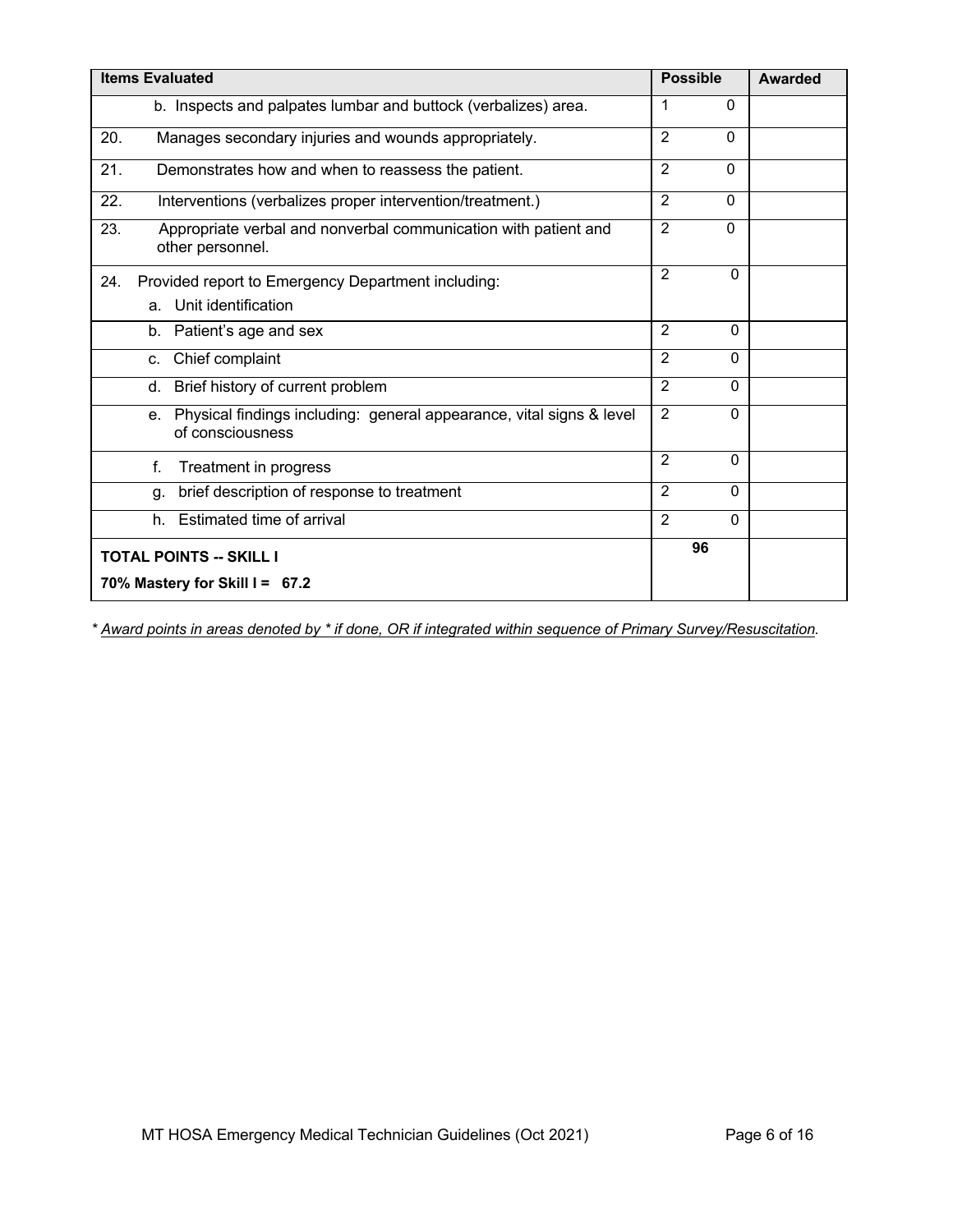| Items Evaluated | Possible | | Awarded |
|---|---|---|---|
| b. Inspects and palpates lumbar and buttock (verbalizes) area. | 1 | 0 | |
| 20. Manages secondary injuries and wounds appropriately. | 2 | 0 | |
| 21. Demonstrates how and when to reassess the patient. | 2 | 0 | |
| 22. Interventions (verbalizes proper intervention/treatment.) | 2 | 0 | |
| 23. Appropriate verbal and nonverbal communication with patient and other personnel. | 2 | 0 | |
| 24. Provided report to Emergency Department including:<br>a. Unit identification | 2 | 0 | |
| b. Patient's age and sex | 2 | 0 | |
| c. Chief complaint | 2 | 0 | |
| d. Brief history of current problem | 2 | 0 | |
| e. Physical findings including: general appearance, vital signs & level of consciousness | 2 | 0 | |
| f. Treatment in progress | 2 | 0 | |
| g. brief description of response to treatment | 2 | 0 | |
| h. Estimated time of arrival | 2 | 0 | |
| **TOTAL POINTS -- SKILL I**<br>**70% Mastery for Skill I = 67.2** | **96** | | |

* *Award points in areas denoted by * if done, OR if integrated within sequence of Primary Survey/Resuscitation.*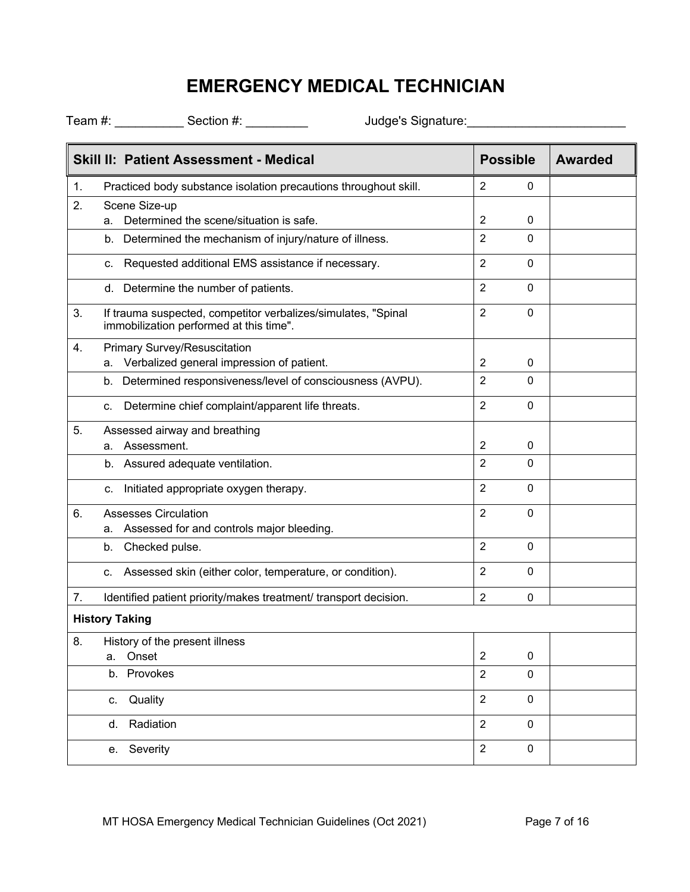# EMERGENCY MEDICAL TECHNICIAN

Team #: __________ Section #: _________ Judge's Signature:_______________________

| Skill II: Patient Assessment - Medical | Possible | | Awarded |
|---|---|---|---|
| 1. Practiced body substance isolation precautions throughout skill. | 2 | 0 | |
| 2. Scene Size-up<br>a. Determined the scene/situation is safe. | 2 | 0 | |
| b. Determined the mechanism of injury/nature of illness. | 2 | 0 | |
| c. Requested additional EMS assistance if necessary. | 2 | 0 | |
| d. Determine the number of patients. | 2 | 0 | |
| 3. If trauma suspected, competitor verbalizes/simulates, "Spinal immobilization performed at this time". | 2 | 0 | |
| 4. Primary Survey/Resuscitation<br>a. Verbalized general impression of patient. | 2 | 0 | |
| b. Determined responsiveness/level of consciousness (AVPU). | 2 | 0 | |
| c. Determine chief complaint/apparent life threats. | 2 | 0 | |
| 5. Assessed airway and breathing<br>a. Assessment. | 2 | 0 | |
| b. Assured adequate ventilation. | 2 | 0 | |
| c. Initiated appropriate oxygen therapy. | 2 | 0 | |
| 6. Assesses Circulation<br>a. Assessed for and controls major bleeding. | 2 | 0 | |
| b. Checked pulse. | 2 | 0 | |
| c. Assessed skin (either color, temperature, or condition). | 2 | 0 | |
| 7. Identified patient priority/makes treatment/ transport decision. | 2 | 0 | |
| **History Taking** | | | |
| 8. History of the present illness<br>a. Onset | 2 | 0 | |
| b. Provokes | 2 | 0 | |
| c. Quality | 2 | 0 | |
| d. Radiation | 2 | 0 | |
| e. Severity | 2 | 0 | |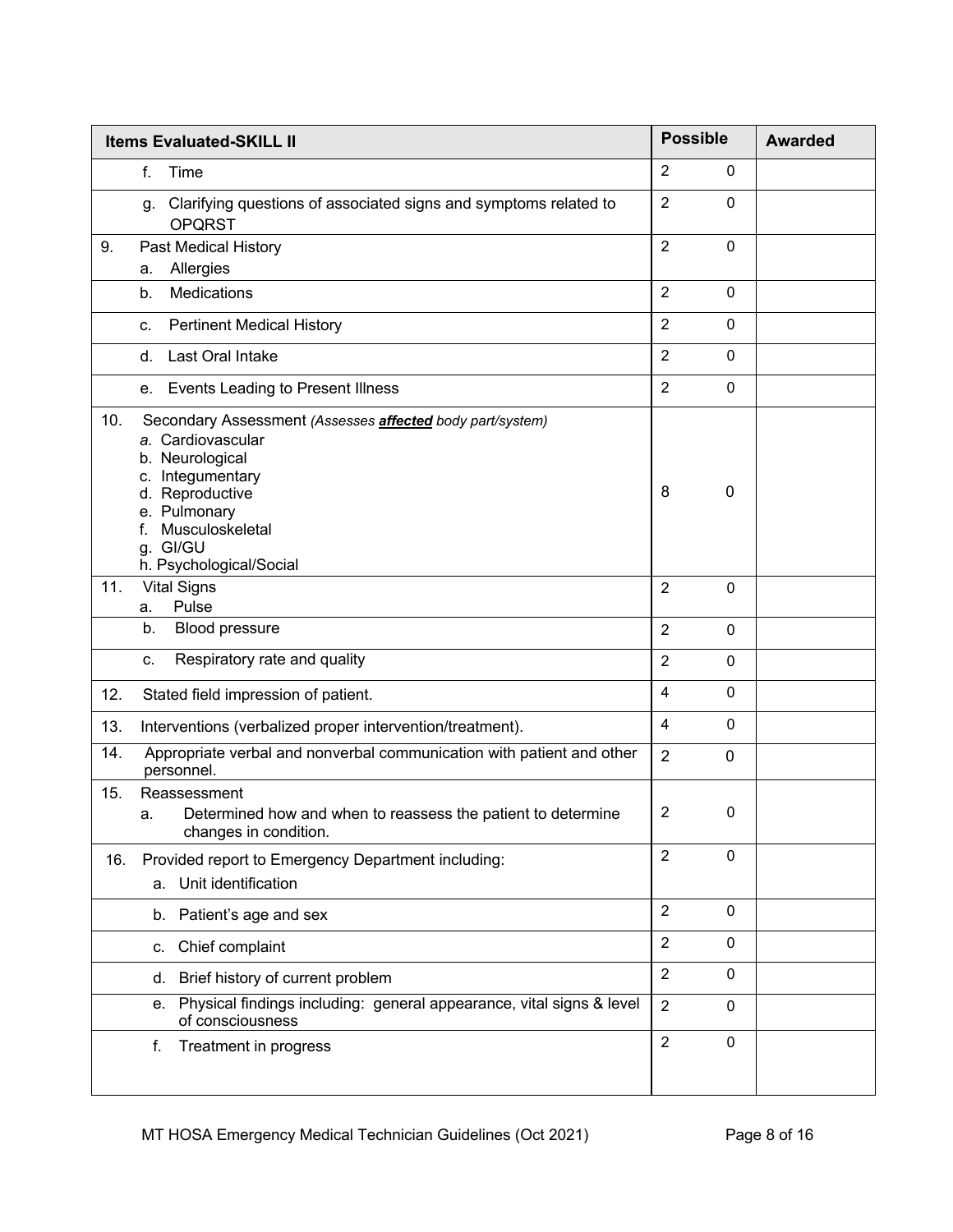| Items Evaluated-SKILL II | Possible | | Awarded |
|---|---|---|---|
| f. Time | 2 | 0 | |
| g. Clarifying questions of associated signs and symptoms related to OPQRST | 2 | 0 | |
| 9. Past Medical History<br>a. Allergies | 2 | 0 | |
| b. Medications | 2 | 0 | |
| c. Pertinent Medical History | 2 | 0 | |
| d. Last Oral Intake | 2 | 0 | |
| e. Events Leading to Present Illness | 2 | 0 | |
| 10. Secondary Assessment *(Assesses **affected** body part/system)*<br>*a.* Cardiovascular<br>b. Neurological<br>c. Integumentary<br>d. Reproductive<br>e. Pulmonary<br>f. Musculoskeletal<br>g. GI/GU<br>h. Psychological/Social | 8 | 0 | |
| 11. Vital Signs<br>a. Pulse | 2 | 0 | |
| b. Blood pressure | 2 | 0 | |
| c. Respiratory rate and quality | 2 | 0 | |
| 12. Stated field impression of patient. | 4 | 0 | |
| 13. Interventions (verbalized proper intervention/treatment). | 4 | 0 | |
| 14. Appropriate verbal and nonverbal communication with patient and other personnel. | 2 | 0 | |
| 15. Reassessment<br>a. Determined how and when to reassess the patient to determine changes in condition. | 2 | 0 | |
| 16. Provided report to Emergency Department including:<br>a. Unit identification | 2 | 0 | |
| b. Patient's age and sex | 2 | 0 | |
| c. Chief complaint | 2 | 0 | |
| d. Brief history of current problem | 2 | 0 | |
| e. Physical findings including: general appearance, vital signs & level of consciousness | 2 | 0 | |
| f. Treatment in progress | 2 | 0 | |

MT HOSA Emergency Medical Technician Guidelines (Oct 2021)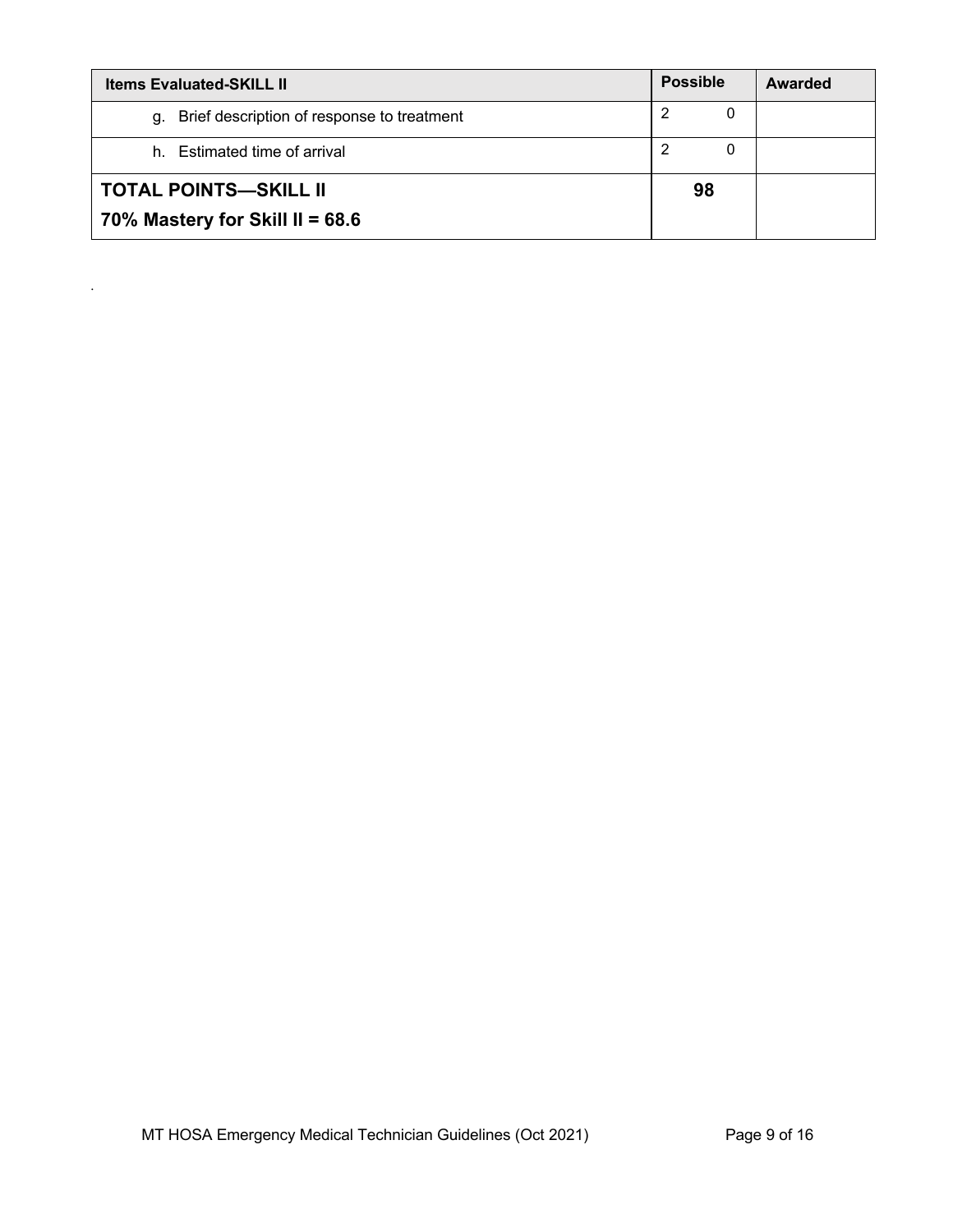| Items Evaluated-SKILL II | Possible | | Awarded |
|---|---|---|---|
| g. Brief description of response to treatment | 2 | 0 | |
| h. Estimated time of arrival | 2 | 0 | |
| **TOTAL POINTS—SKILL II**<br>**70% Mastery for Skill II = 68.6** | **98** | | |

.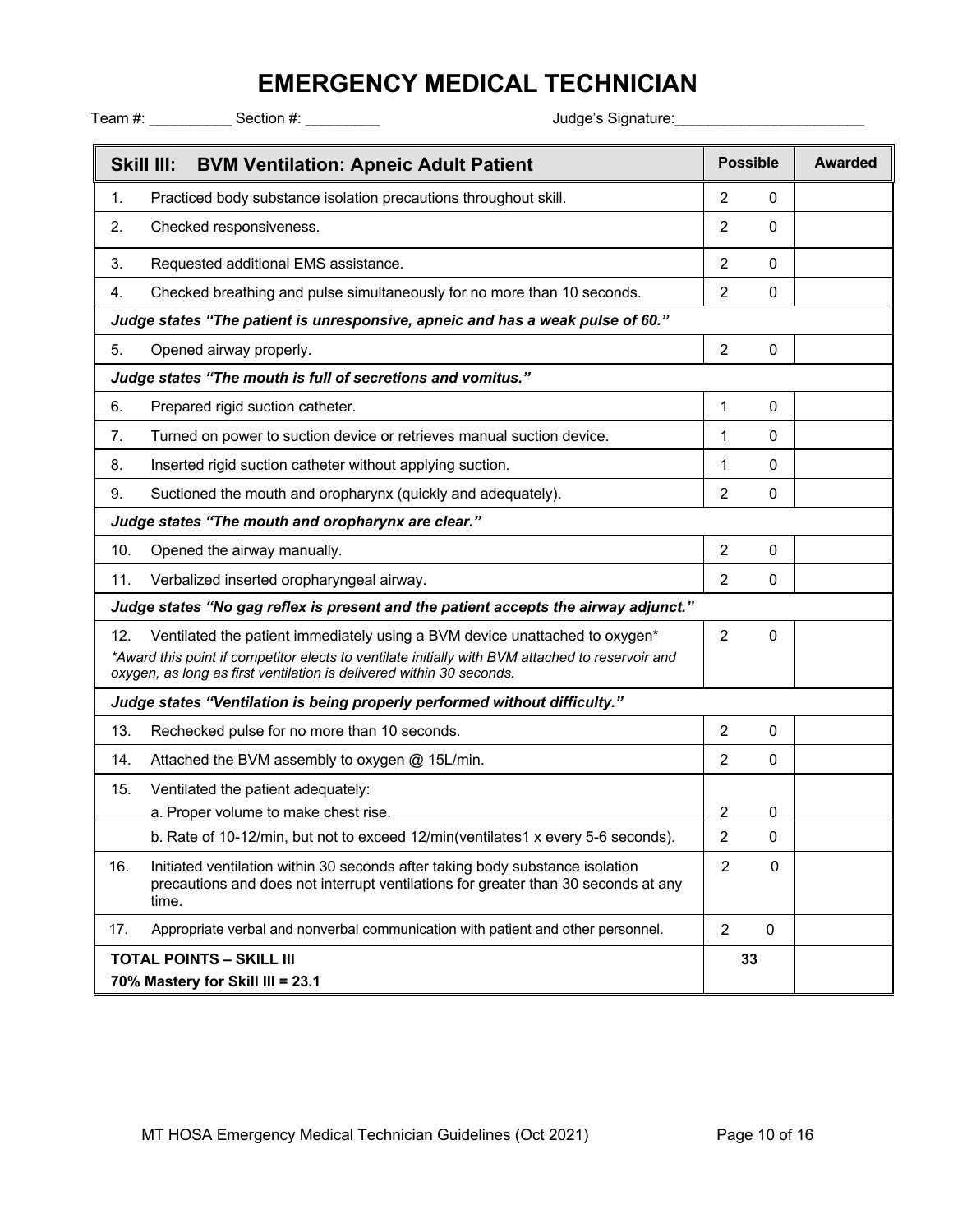# EMERGENCY MEDICAL TECHNICIAN

Team #: __________ Section #: _________ Judge's Signature:_______________________

| Skill III: BVM Ventilation: Apneic Adult Patient | Possible | | Awarded |
|---|---|---|---|
| 1. Practiced body substance isolation precautions throughout skill. | 2 | 0 | |
| 2. Checked responsiveness. | 2 | 0 | |
| 3. Requested additional EMS assistance. | 2 | 0 | |
| 4. Checked breathing and pulse simultaneously for no more than 10 seconds. | 2 | 0 | |
| ***Judge states "The patient is unresponsive, apneic and has a weak pulse of 60."*** | | | |
| 5. Opened airway properly. | 2 | 0 | |
| ***Judge states "The mouth is full of secretions and vomitus."*** | | | |
| 6. Prepared rigid suction catheter. | 1 | 0 | |
| 7. Turned on power to suction device or retrieves manual suction device. | 1 | 0 | |
| 8. Inserted rigid suction catheter without applying suction. | 1 | 0 | |
| 9. Suctioned the mouth and oropharynx (quickly and adequately). | 2 | 0 | |
| ***Judge states "The mouth and oropharynx are clear."*** | | | |
| 10. Opened the airway manually. | 2 | 0 | |
| 11. Verbalized inserted oropharyngeal airway. | 2 | 0 | |
| ***Judge states "No gag reflex is present and the patient accepts the airway adjunct."*** | | | |
| 12. Ventilated the patient immediately using a BVM device unattached to oxygen* *\*Award this point if competitor elects to ventilate initially with BVM attached to reservoir and oxygen, as long as first ventilation is delivered within 30 seconds.* | 2 | 0 | |
| ***Judge states "Ventilation is being properly performed without difficulty."*** | | | |
| 13. Rechecked pulse for no more than 10 seconds. | 2 | 0 | |
| 14. Attached the BVM assembly to oxygen @ 15L/min. | 2 | 0 | |
| 15. Ventilated the patient adequately: a. Proper volume to make chest rise. | 2 | 0 | |
| b. Rate of 10-12/min, but not to exceed 12/min(ventilates1 x every 5-6 seconds). | 2 | 0 | |
| 16. Initiated ventilation within 30 seconds after taking body substance isolation precautions and does not interrupt ventilations for greater than 30 seconds at any time. | 2 | 0 | |
| 17. Appropriate verbal and nonverbal communication with patient and other personnel. | 2 | 0 | |
| **TOTAL POINTS – SKILL III** **70% Mastery for Skill III = 23.1** | **33** | | |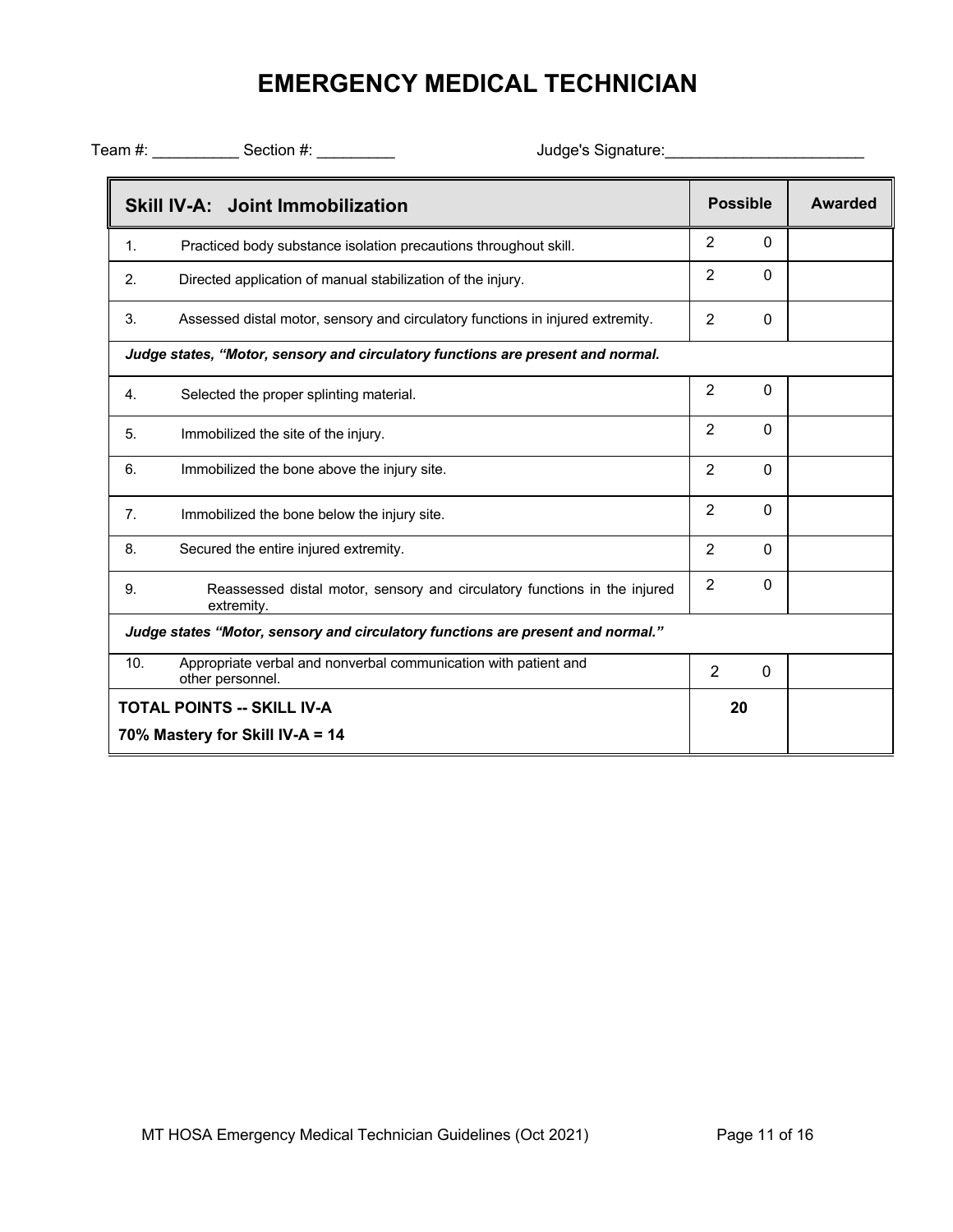# EMERGENCY MEDICAL TECHNICIAN

Team #: __________ Section #: _________ Judge's Signature:_______________________

| Skill IV-A: Joint Immobilization | Possible | | Awarded |
|---|---|---|---|
| 1. Practiced body substance isolation precautions throughout skill. | 2 | 0 | |
| 2. Directed application of manual stabilization of the injury. | 2 | 0 | |
| 3. Assessed distal motor, sensory and circulatory functions in injured extremity. | 2 | 0 | |
| ***Judge states, "Motor, sensory and circulatory functions are present and normal.*** | | | |
| 4. Selected the proper splinting material. | 2 | 0 | |
| 5. Immobilized the site of the injury. | 2 | 0 | |
| 6. Immobilized the bone above the injury site. | 2 | 0 | |
| 7. Immobilized the bone below the injury site. | 2 | 0 | |
| 8. Secured the entire injured extremity. | 2 | 0 | |
| 9. Reassessed distal motor, sensory and circulatory functions in the injured extremity. | 2 | 0 | |
| ***Judge states "Motor, sensory and circulatory functions are present and normal."*** | | | |
| 10. Appropriate verbal and nonverbal communication with patient and other personnel. | 2 | 0 | |
| **TOTAL POINTS -- SKILL IV-A**<br>**70% Mastery for Skill IV-A = 14** | **20** | | |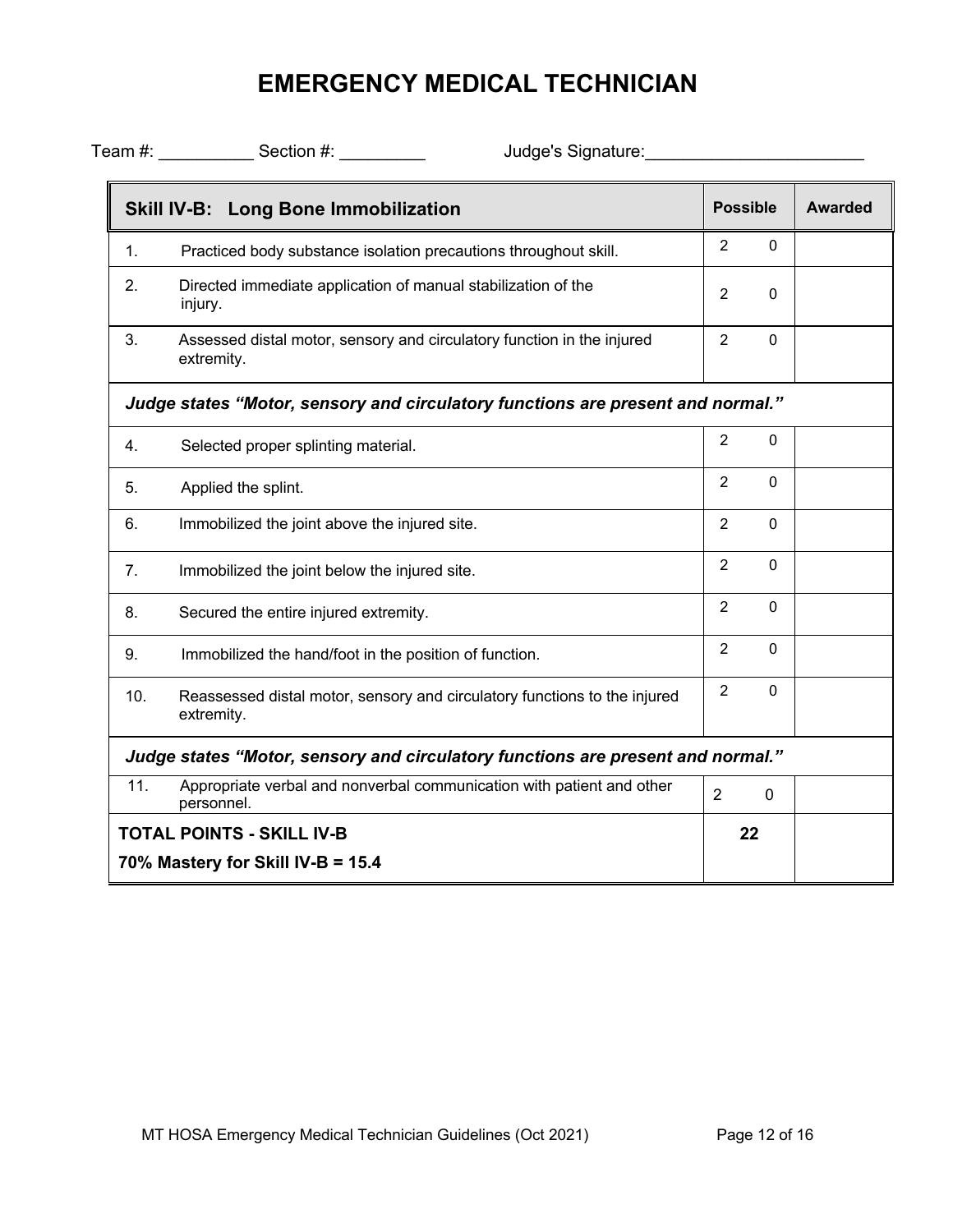# EMERGENCY MEDICAL TECHNICIAN

Team #: __________ Section #: _________ Judge's Signature:______________________

| Skill IV-B: Long Bone Immobilization | Possible | Awarded |
|---|---|---|
| 1. Practiced body substance isolation precautions throughout skill. | 2 0 | |
| 2. Directed immediate application of manual stabilization of the injury. | 2 0 | |
| 3. Assessed distal motor, sensory and circulatory function in the injured extremity. | 2 0 | |
| ***Judge states "Motor, sensory and circulatory functions are present and normal."*** | | |
| 4. Selected proper splinting material. | 2 0 | |
| 5. Applied the splint. | 2 0 | |
| 6. Immobilized the joint above the injured site. | 2 0 | |
| 7. Immobilized the joint below the injured site. | 2 0 | |
| 8. Secured the entire injured extremity. | 2 0 | |
| 9. Immobilized the hand/foot in the position of function. | 2 0 | |
| 10. Reassessed distal motor, sensory and circulatory functions to the injured extremity. | 2 0 | |
| ***Judge states "Motor, sensory and circulatory functions are present and normal."*** | | |
| 11. Appropriate verbal and nonverbal communication with patient and other personnel. | 2 0 | |
| **TOTAL POINTS - SKILL IV-B**<br>**70% Mastery for Skill IV-B = 15.4** | **22** | |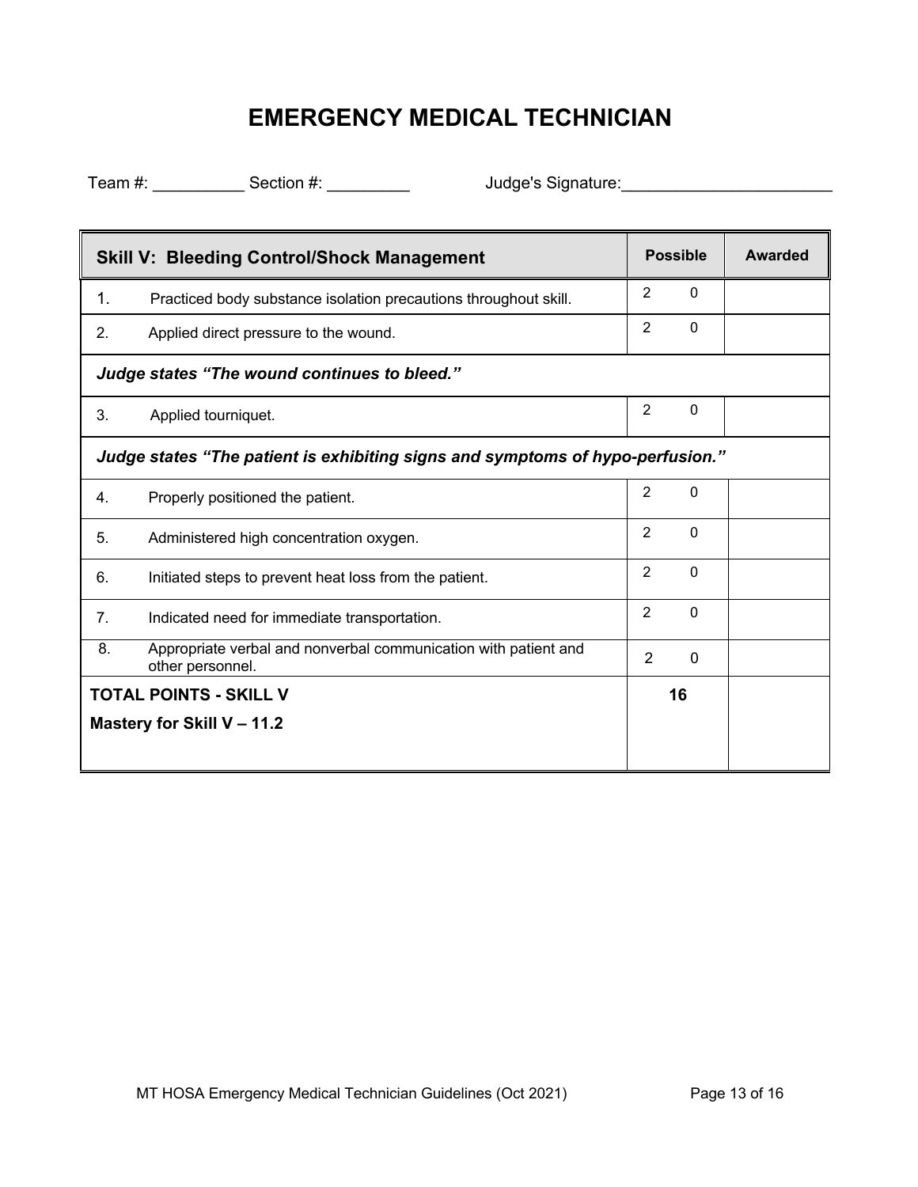# EMERGENCY MEDICAL TECHNICIAN

Team #: __________ Section #: _________ Judge's Signature:______________________

| Skill V: Bleeding Control/Shock Management | Possible | Awarded |
|---|---|---|
| 1. Practiced body substance isolation precautions throughout skill. | 2 0 | |
| 2. Applied direct pressure to the wound. | 2 0 | |
| ***Judge states "The wound continues to bleed."*** | | |
| 3. Applied tourniquet. | 2 0 | |
| ***Judge states "The patient is exhibiting signs and symptoms of hypo-perfusion."*** | | |
| 4. Properly positioned the patient. | 2 0 | |
| 5. Administered high concentration oxygen. | 2 0 | |
| 6. Initiated steps to prevent heat loss from the patient. | 2 0 | |
| 7. Indicated need for immediate transportation. | 2 0 | |
| 8. Appropriate verbal and nonverbal communication with patient and other personnel. | 2 0 | |
| **TOTAL POINTS - SKILL V**<br>**Mastery for Skill V – 11.2** | **16** | |

MT HOSA Emergency Medical Technician Guidelines (Oct 2021)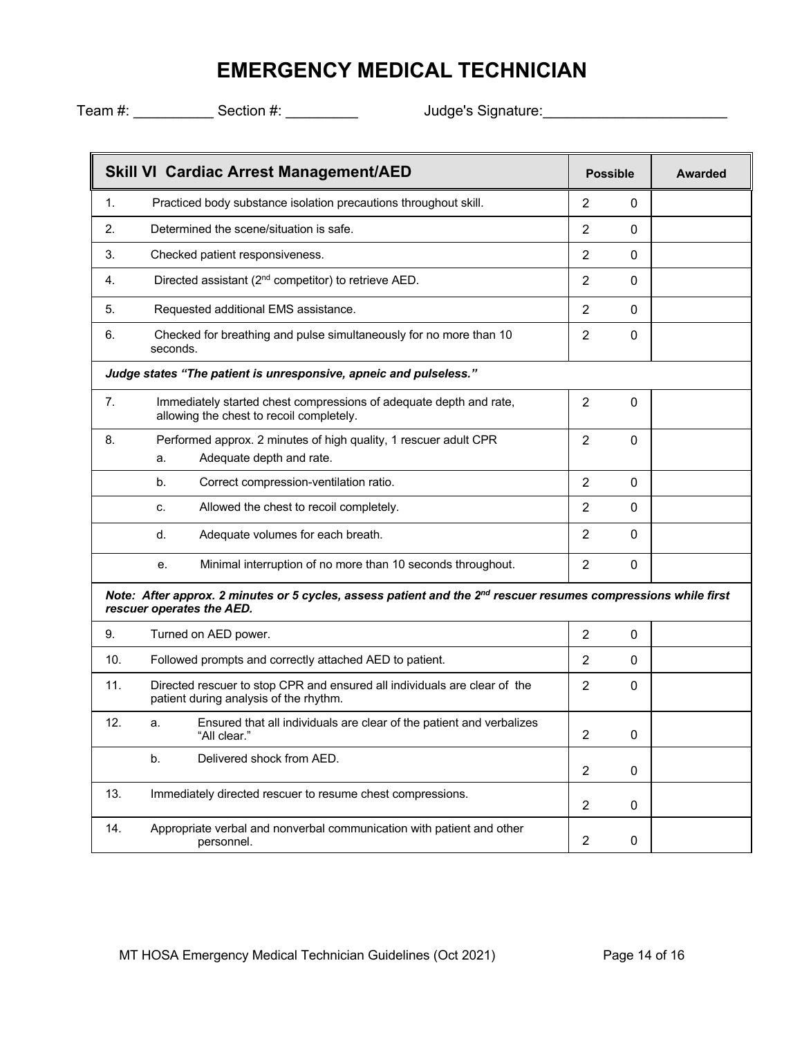# EMERGENCY MEDICAL TECHNICIAN

Team #: __________ Section #: _________ Judge's Signature:______________________

| Skill VI Cardiac Arrest Management/AED | Possible | | Awarded |
|---|---|---|---|
| 1. Practiced body substance isolation precautions throughout skill. | 2 | 0 | |
| 2. Determined the scene/situation is safe. | 2 | 0 | |
| 3. Checked patient responsiveness. | 2 | 0 | |
| 4. Directed assistant (2nd competitor) to retrieve AED. | 2 | 0 | |
| 5. Requested additional EMS assistance. | 2 | 0 | |
| 6. Checked for breathing and pulse simultaneously for no more than 10 seconds. | 2 | 0 | |
| ***Judge states "The patient is unresponsive, apneic and pulseless."*** | | | |
| 7. Immediately started chest compressions of adequate depth and rate, allowing the chest to recoil completely. | 2 | 0 | |
| 8. Performed approx. 2 minutes of high quality, 1 rescuer adult CPR<br>a. Adequate depth and rate. | 2 | 0 | |
| b. Correct compression-ventilation ratio. | 2 | 0 | |
| c. Allowed the chest to recoil completely. | 2 | 0 | |
| d. Adequate volumes for each breath. | 2 | 0 | |
| e. Minimal interruption of no more than 10 seconds throughout. | 2 | 0 | |
| ***Note: After approx. 2 minutes or 5 cycles, assess patient and the 2nd rescuer resumes compressions while first rescuer operates the AED.*** | | | |
| 9. Turned on AED power. | 2 | 0 | |
| 10. Followed prompts and correctly attached AED to patient. | 2 | 0 | |
| 11. Directed rescuer to stop CPR and ensured all individuals are clear of the patient during analysis of the rhythm. | 2 | 0 | |
| 12. a. Ensured that all individuals are clear of the patient and verbalizes "All clear." | 2 | 0 | |
| b. Delivered shock from AED. | 2 | 0 | |
| 13. Immediately directed rescuer to resume chest compressions. | 2 | 0 | |
| 14. Appropriate verbal and nonverbal communication with patient and other personnel. | 2 | 0 | |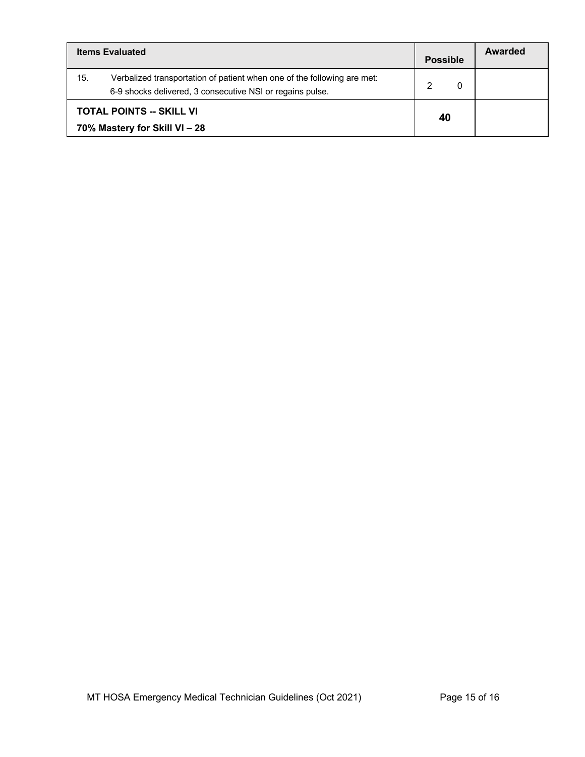| Items Evaluated | Possible | Awarded |
|---|---|---|
| 15. Verbalized transportation of patient when one of the following are met: 6-9 shocks delivered, 3 consecutive NSI or regains pulse. | 2 0 | |
| **TOTAL POINTS -- SKILL VI** **70% Mastery for Skill VI – 28** | **40** | |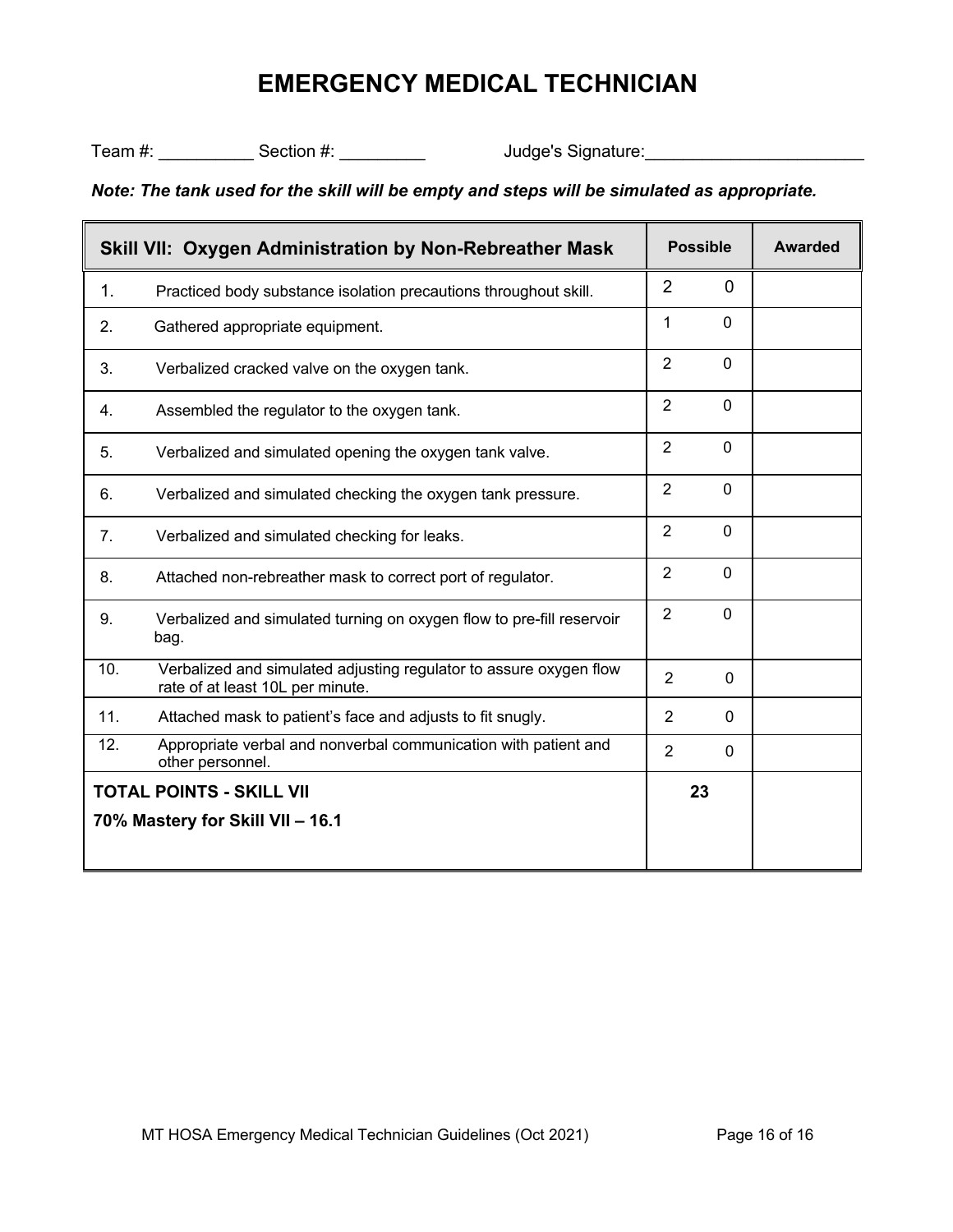# EMERGENCY MEDICAL TECHNICIAN

Team #: __________ Section #: _________ Judge's Signature:_______________________

***Note: The tank used for the skill will be empty and steps will be simulated as appropriate.***

| Skill VII: Oxygen Administration by Non-Rebreather Mask | Possible | Awarded |
|---|---|---|
| 1. Practiced body substance isolation precautions throughout skill. | 2 0 | |
| 2. Gathered appropriate equipment. | 1 0 | |
| 3. Verbalized cracked valve on the oxygen tank. | 2 0 | |
| 4. Assembled the regulator to the oxygen tank. | 2 0 | |
| 5. Verbalized and simulated opening the oxygen tank valve. | 2 0 | |
| 6. Verbalized and simulated checking the oxygen tank pressure. | 2 0 | |
| 7. Verbalized and simulated checking for leaks. | 2 0 | |
| 8. Attached non-rebreather mask to correct port of regulator. | 2 0 | |
| 9. Verbalized and simulated turning on oxygen flow to pre-fill reservoir bag. | 2 0 | |
| 10. Verbalized and simulated adjusting regulator to assure oxygen flow rate of at least 10L per minute. | 2 0 | |
| 11. Attached mask to patient's face and adjusts to fit snugly. | 2 0 | |
| 12. Appropriate verbal and nonverbal communication with patient and other personnel. | 2 0 | |
| **TOTAL POINTS - SKILL VII**<br>**70% Mastery for Skill VII – 16.1** | **23** | |